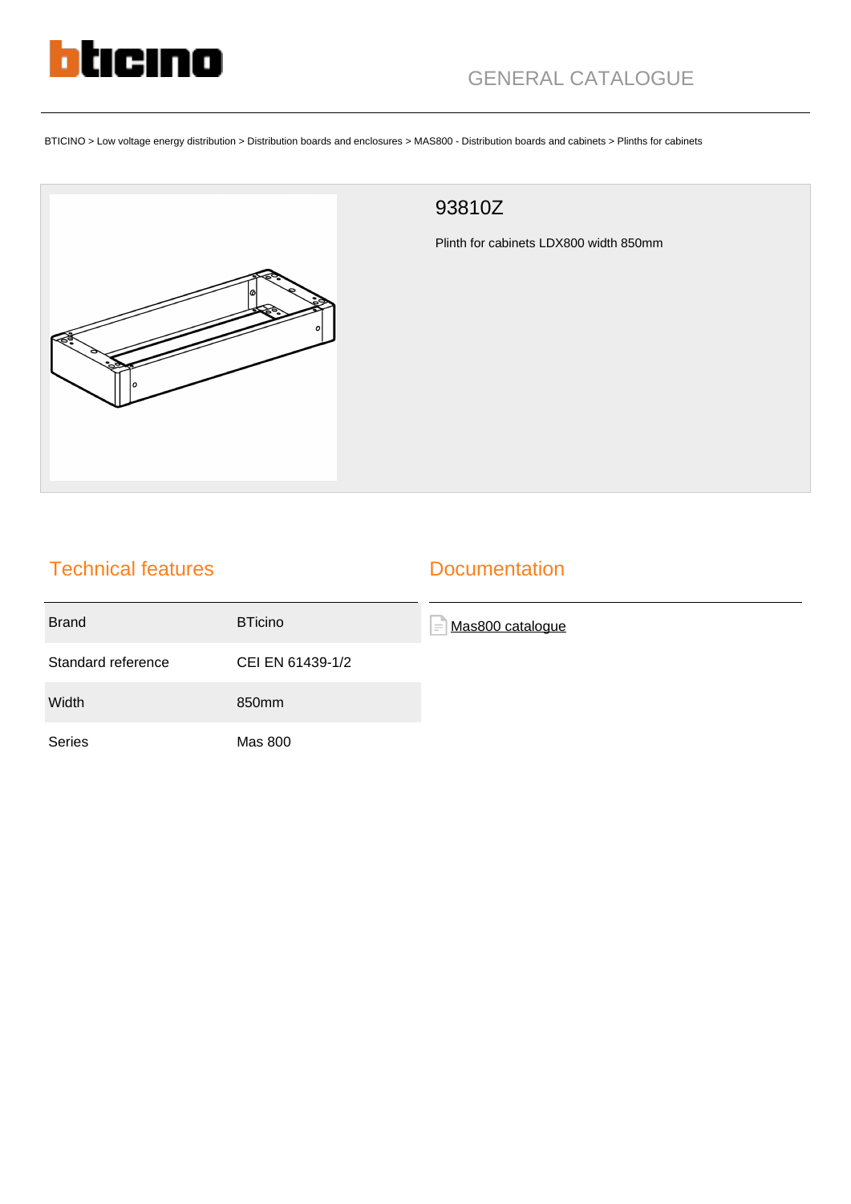GENERAL CATALOGUE

BTICINO > Low voltage energy distribution > Distribution boards and enclosures > MAS800 - Distribution boards and cabinets > Plinths for cabinets

# 93810Z

Plinth for cabinets LDX800 width 850mm

## Technical features

| Brand | BTicino |
|---|---|
| Standard reference | CEI EN 61439-1/2 |
| Width | 850mm |
| Series | Mas 800 |

## Documentation

Mas800 catalogue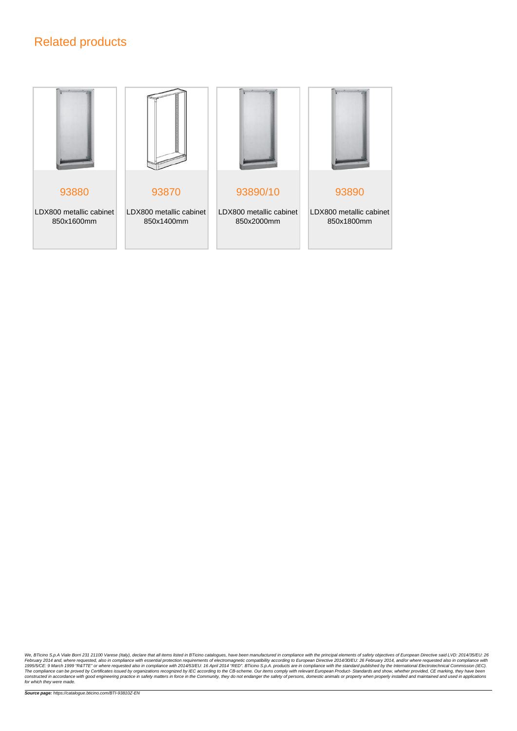## Related products

**93880**
LDX800 metallic cabinet 850x1600mm

**93870**
LDX800 metallic cabinet 850x1400mm

**93890/10**
LDX800 metallic cabinet 850x2000mm

**93890**
LDX800 metallic cabinet 850x1800mm

*We, BTicino S.p.A Viale Borri 231 21100 Varese (Italy), declare that all items listed in BTicino catalogues, have been manufactured in compliance with the principal elements of safety objectives of European Directive said LVD: 2014/35/EU: 26 February 2014 and, where requested, also in compliance with essential protection requirements of electromagnetic compatibility according to European Directive 2014/30/EU: 26 February 2014, and/or where requested also in compliance with 1995/5/CE: 9 March 1999 "R&TTE" or where requested also in compliance with 2014/53/EU: 16 April 2014 "RED". BTicino S.p.A. products are in compliance with the standard published by the International Electrotechnical Commission (IEC). The compliance can be proved by Certificates issued by organizations recognized by IEC according to the CB-scheme. Our items comply with relevant European Product- Standards and show, whether provided, CE marking, they have been constructed in accordance with good engineering practice in safety matters in force in the Community, they do not endanger the safety of persons, domestic animals or property when properly installed and maintained and used in applications for which they were made.*

**Source page:** *https://catalogue.bticino.com/BTI-93810Z-EN*